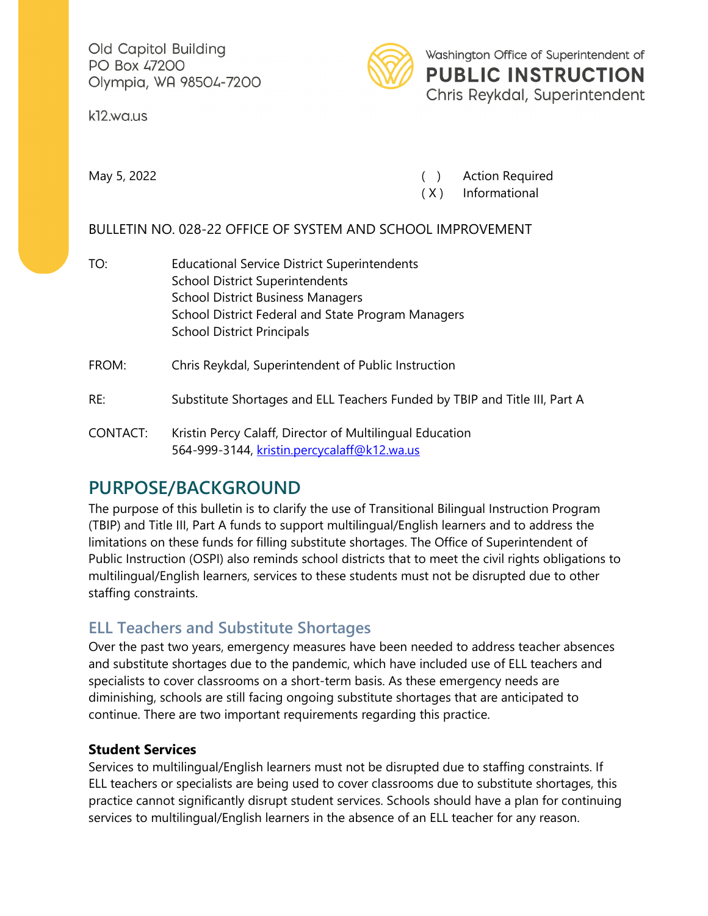Old Capitol Building
PO Box 47200
Olympia, WA 98504-7200

k12.wa.us

Washington Office of Superintendent of
**PUBLIC INSTRUCTION**
Chris Reykdal, Superintendent

May 5, 2022

( ) Action Required
( X ) Informational

BULLETIN NO. 028-22 OFFICE OF SYSTEM AND SCHOOL IMPROVEMENT

TO: Educational Service District Superintendents
School District Superintendents
School District Business Managers
School District Federal and State Program Managers
School District Principals

FROM: Chris Reykdal, Superintendent of Public Instruction

RE: Substitute Shortages and ELL Teachers Funded by TBIP and Title III, Part A

CONTACT: Kristin Percy Calaff, Director of Multilingual Education
564-999-3144, [kristin.percycalaff@k12.wa.us](mailto:kristin.percycalaff@k12.wa.us)

# PURPOSE/BACKGROUND

The purpose of this bulletin is to clarify the use of Transitional Bilingual Instruction Program (TBIP) and Title III, Part A funds to support multilingual/English learners and to address the limitations on these funds for filling substitute shortages. The Office of Superintendent of Public Instruction (OSPI) also reminds school districts that to meet the civil rights obligations to multilingual/English learners, services to these students must not be disrupted due to other staffing constraints.

## ELL Teachers and Substitute Shortages

Over the past two years, emergency measures have been needed to address teacher absences and substitute shortages due to the pandemic, which have included use of ELL teachers and specialists to cover classrooms on a short-term basis. As these emergency needs are diminishing, schools are still facing ongoing substitute shortages that are anticipated to continue. There are two important requirements regarding this practice.

### Student Services

Services to multilingual/English learners must not be disrupted due to staffing constraints. If ELL teachers or specialists are being used to cover classrooms due to substitute shortages, this practice cannot significantly disrupt student services. Schools should have a plan for continuing services to multilingual/English learners in the absence of an ELL teacher for any reason.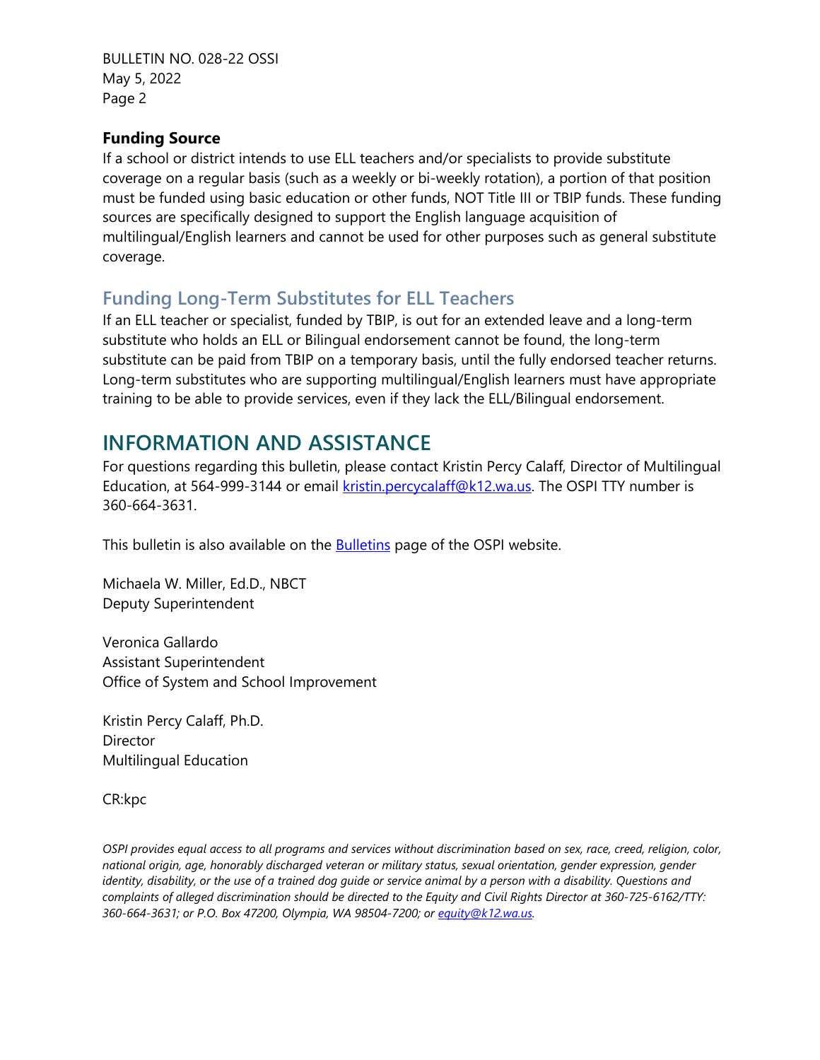### Funding Source

If a school or district intends to use ELL teachers and/or specialists to provide substitute coverage on a regular basis (such as a weekly or bi-weekly rotation), a portion of that position must be funded using basic education or other funds, NOT Title III or TBIP funds. These funding sources are specifically designed to support the English language acquisition of multilingual/English learners and cannot be used for other purposes such as general substitute coverage.

## Funding Long-Term Substitutes for ELL Teachers

If an ELL teacher or specialist, funded by TBIP, is out for an extended leave and a long-term substitute who holds an ELL or Bilingual endorsement cannot be found, the long-term substitute can be paid from TBIP on a temporary basis, until the fully endorsed teacher returns. Long-term substitutes who are supporting multilingual/English learners must have appropriate training to be able to provide services, even if they lack the ELL/Bilingual endorsement.

# INFORMATION AND ASSISTANCE

For questions regarding this bulletin, please contact Kristin Percy Calaff, Director of Multilingual Education, at 564-999-3144 or email kristin.percycalaff@k12.wa.us. The OSPI TTY number is 360-664-3631.

This bulletin is also available on the Bulletins page of the OSPI website.

Michaela W. Miller, Ed.D., NBCT
Deputy Superintendent

Veronica Gallardo
Assistant Superintendent
Office of System and School Improvement

Kristin Percy Calaff, Ph.D.
Director
Multilingual Education

CR:kpc

*OSPI provides equal access to all programs and services without discrimination based on sex, race, creed, religion, color, national origin, age, honorably discharged veteran or military status, sexual orientation, gender expression, gender identity, disability, or the use of a trained dog guide or service animal by a person with a disability. Questions and complaints of alleged discrimination should be directed to the Equity and Civil Rights Director at 360-725-6162/TTY: 360-664-3631; or P.O. Box 47200, Olympia, WA 98504-7200; or equity@k12.wa.us.*